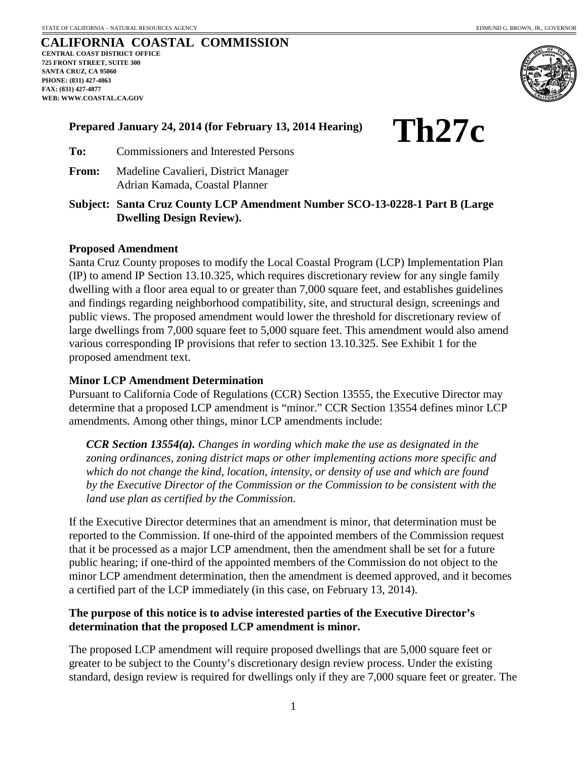STATE OF CALIFORNIA – NATURAL RESOURCES AGENCY EDMUND G. BROWN, JR., GOVERNOR

# CALIFORNIA COASTAL COMMISSION

**CENTRAL COAST DISTRICT OFFICE**
**725 FRONT STREET, SUITE 300**
**SANTA CRUZ, CA 95060**
**PHONE: (831) 427-4863**
**FAX: (831) 427-4877**
**WEB: WWW.COASTAL.CA.GOV**

**Prepared January 24, 2014 (for February 13, 2014 Hearing)**

# Th27c

**To:** Commissioners and Interested Persons

**From:** Madeline Cavalieri, District Manager
Adrian Kamada, Coastal Planner

**Subject: Santa Cruz County LCP Amendment Number SCO-13-0228-1 Part B (Large Dwelling Design Review).**

### Proposed Amendment

Santa Cruz County proposes to modify the Local Coastal Program (LCP) Implementation Plan (IP) to amend IP Section 13.10.325, which requires discretionary review for any single family dwelling with a floor area equal to or greater than 7,000 square feet, and establishes guidelines and findings regarding neighborhood compatibility, site, and structural design, screenings and public views. The proposed amendment would lower the threshold for discretionary review of large dwellings from 7,000 square feet to 5,000 square feet. This amendment would also amend various corresponding IP provisions that refer to section 13.10.325. See Exhibit 1 for the proposed amendment text.

### Minor LCP Amendment Determination

Pursuant to California Code of Regulations (CCR) Section 13555, the Executive Director may determine that a proposed LCP amendment is "minor." CCR Section 13554 defines minor LCP amendments. Among other things, minor LCP amendments include:

> ***CCR Section 13554(a).*** *Changes in wording which make the use as designated in the zoning ordinances, zoning district maps or other implementing actions more specific and which do not change the kind, location, intensity, or density of use and which are found by the Executive Director of the Commission or the Commission to be consistent with the land use plan as certified by the Commission.*

If the Executive Director determines that an amendment is minor, that determination must be reported to the Commission. If one-third of the appointed members of the Commission request that it be processed as a major LCP amendment, then the amendment shall be set for a future public hearing; if one-third of the appointed members of the Commission do not object to the minor LCP amendment determination, then the amendment is deemed approved, and it becomes a certified part of the LCP immediately (in this case, on February 13, 2014).

**The purpose of this notice is to advise interested parties of the Executive Director's determination that the proposed LCP amendment is minor.**

The proposed LCP amendment will require proposed dwellings that are 5,000 square feet or greater to be subject to the County's discretionary design review process. Under the existing standard, design review is required for dwellings only if they are 7,000 square feet or greater. The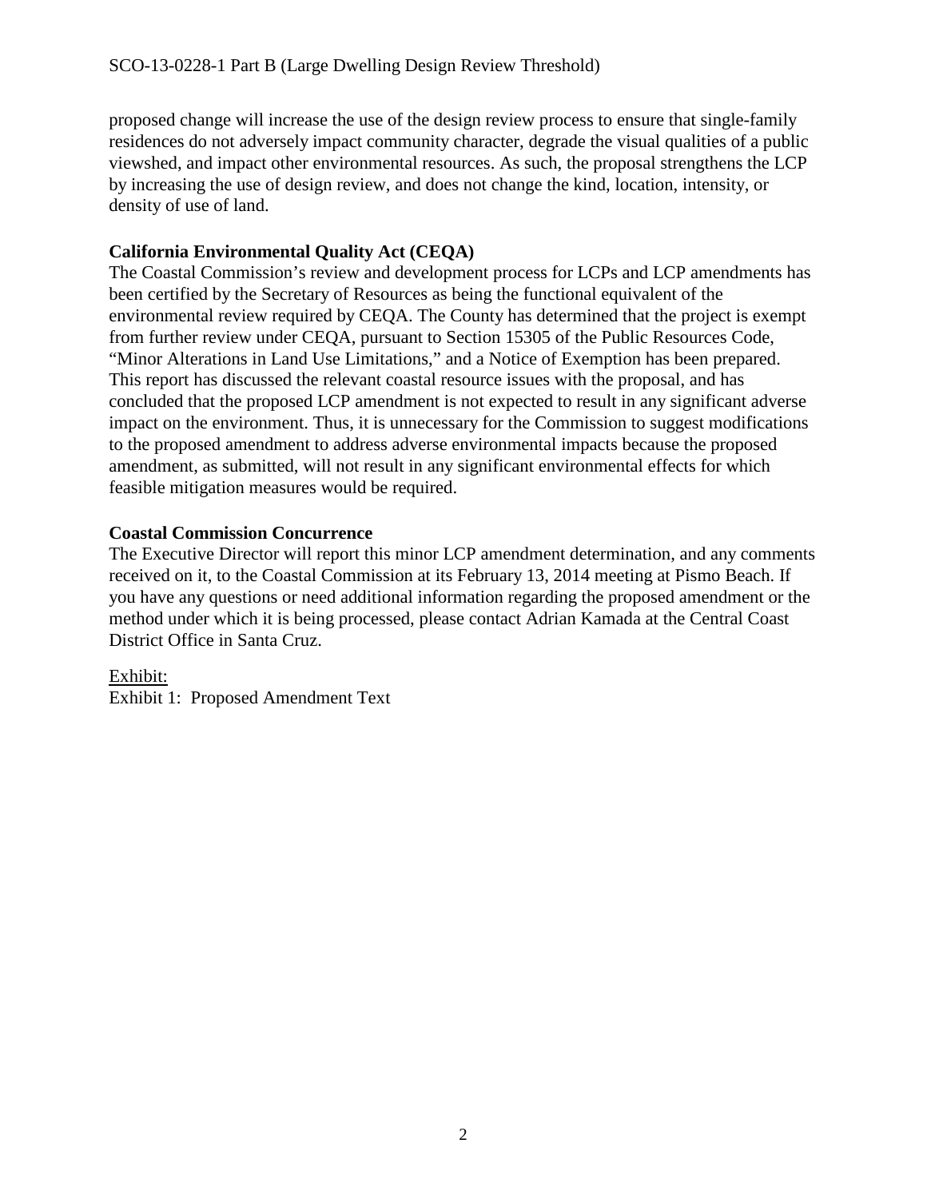proposed change will increase the use of the design review process to ensure that single-family residences do not adversely impact community character, degrade the visual qualities of a public viewshed, and impact other environmental resources. As such, the proposal strengthens the LCP by increasing the use of design review, and does not change the kind, location, intensity, or density of use of land.

**California Environmental Quality Act (CEQA)**

The Coastal Commission's review and development process for LCPs and LCP amendments has been certified by the Secretary of Resources as being the functional equivalent of the environmental review required by CEQA. The County has determined that the project is exempt from further review under CEQA, pursuant to Section 15305 of the Public Resources Code, "Minor Alterations in Land Use Limitations," and a Notice of Exemption has been prepared. This report has discussed the relevant coastal resource issues with the proposal, and has concluded that the proposed LCP amendment is not expected to result in any significant adverse impact on the environment. Thus, it is unnecessary for the Commission to suggest modifications to the proposed amendment to address adverse environmental impacts because the proposed amendment, as submitted, will not result in any significant environmental effects for which feasible mitigation measures would be required.

**Coastal Commission Concurrence**

The Executive Director will report this minor LCP amendment determination, and any comments received on it, to the Coastal Commission at its February 13, 2014 meeting at Pismo Beach. If you have any questions or need additional information regarding the proposed amendment or the method under which it is being processed, please contact Adrian Kamada at the Central Coast District Office in Santa Cruz.

<u>Exhibit:</u>
Exhibit 1: Proposed Amendment Text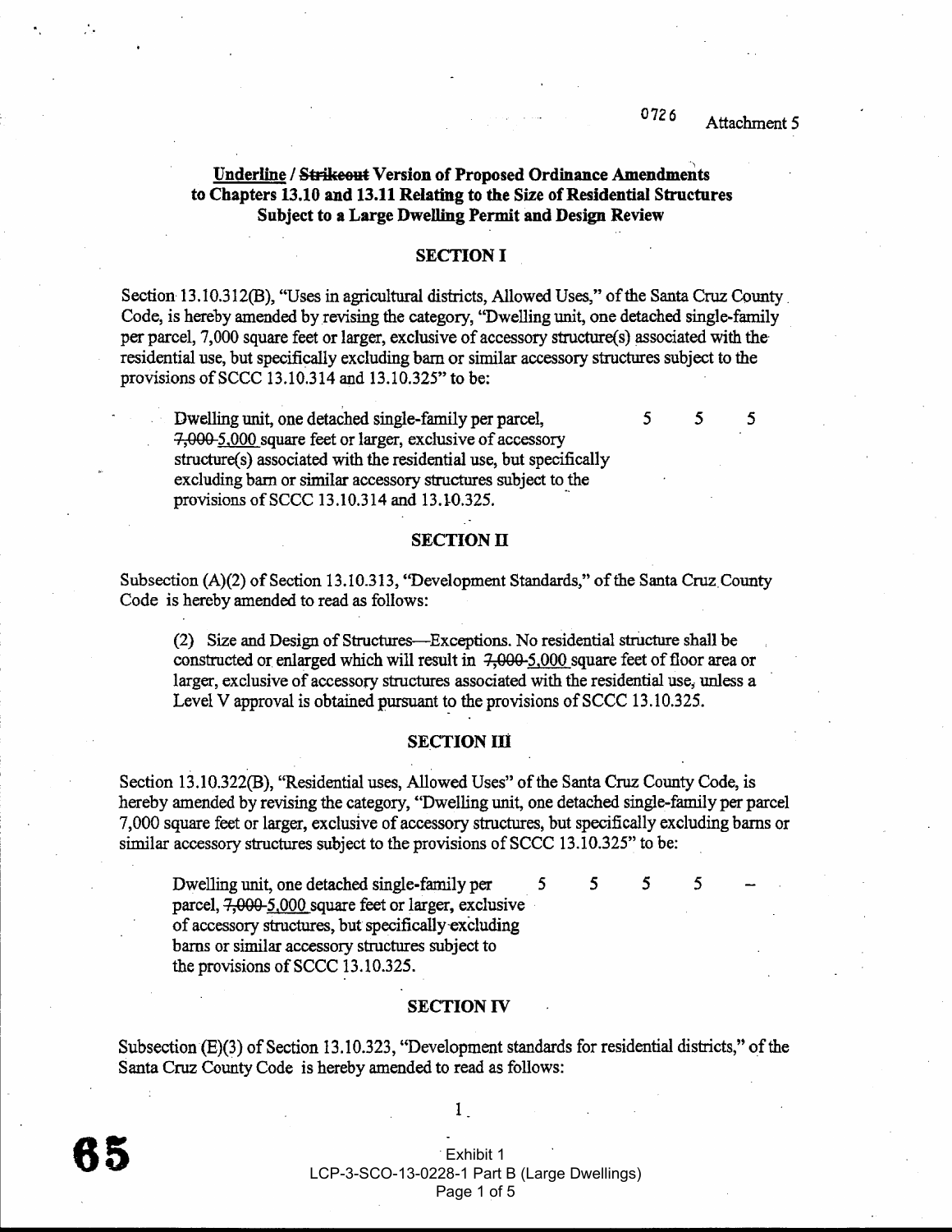## <u>Underline</u> / ~~Strikeout~~ Version of Proposed Ordinance Amendments to Chapters 13.10 and 13.11 Relating to the Size of Residential Structures Subject to a Large Dwelling Permit and Design Review

### SECTION I

Section 13.10.312(B), "Uses in agricultural districts, Allowed Uses," of the Santa Cruz County Code, is hereby amended by revising the category, "Dwelling unit, one detached single-family per parcel, 7,000 square feet or larger, exclusive of accessory structure(s) associated with the residential use, but specifically excluding barn or similar accessory structures subject to the provisions of SCCC 13.10.314 and 13.10.325" to be:

| | | | |
|---|---|---|---|
| Dwelling unit, one detached single-family per parcel, ~~7,000~~ <u>5,000</u> square feet or larger, exclusive of accessory structure(s) associated with the residential use, but specifically excluding barn or similar accessory structures subject to the provisions of SCCC 13.10.314 and 13.10.325. | 5 | 5 | 5 |

### SECTION II

Subsection (A)(2) of Section 13.10.313, "Development Standards," of the Santa Cruz County Code is hereby amended to read as follows:

(2) Size and Design of Structures—Exceptions. No residential structure shall be constructed or enlarged which will result in ~~7,000~~ <u>5,000</u> square feet of floor area or larger, exclusive of accessory structures associated with the residential use, unless a Level V approval is obtained pursuant to the provisions of SCCC 13.10.325.

### SECTION III

Section 13.10.322(B), "Residential uses, Allowed Uses" of the Santa Cruz County Code, is hereby amended by revising the category, "Dwelling unit, one detached single-family per parcel 7,000 square feet or larger, exclusive of accessory structures, but specifically excluding barns or similar accessory structures subject to the provisions of SCCC 13.10.325" to be:

| | | | | | |
|---|---|---|---|---|---|
| Dwelling unit, one detached single-family per parcel, ~~7,000~~ <u>5,000</u> square feet or larger, exclusive of accessory structures, but specifically excluding barns or similar accessory structures subject to the provisions of SCCC 13.10.325. | 5 | 5 | 5 | 5 | – |

### SECTION IV

Subsection (E)(3) of Section 13.10.323, "Development standards for residential districts," of the Santa Cruz County Code is hereby amended to read as follows: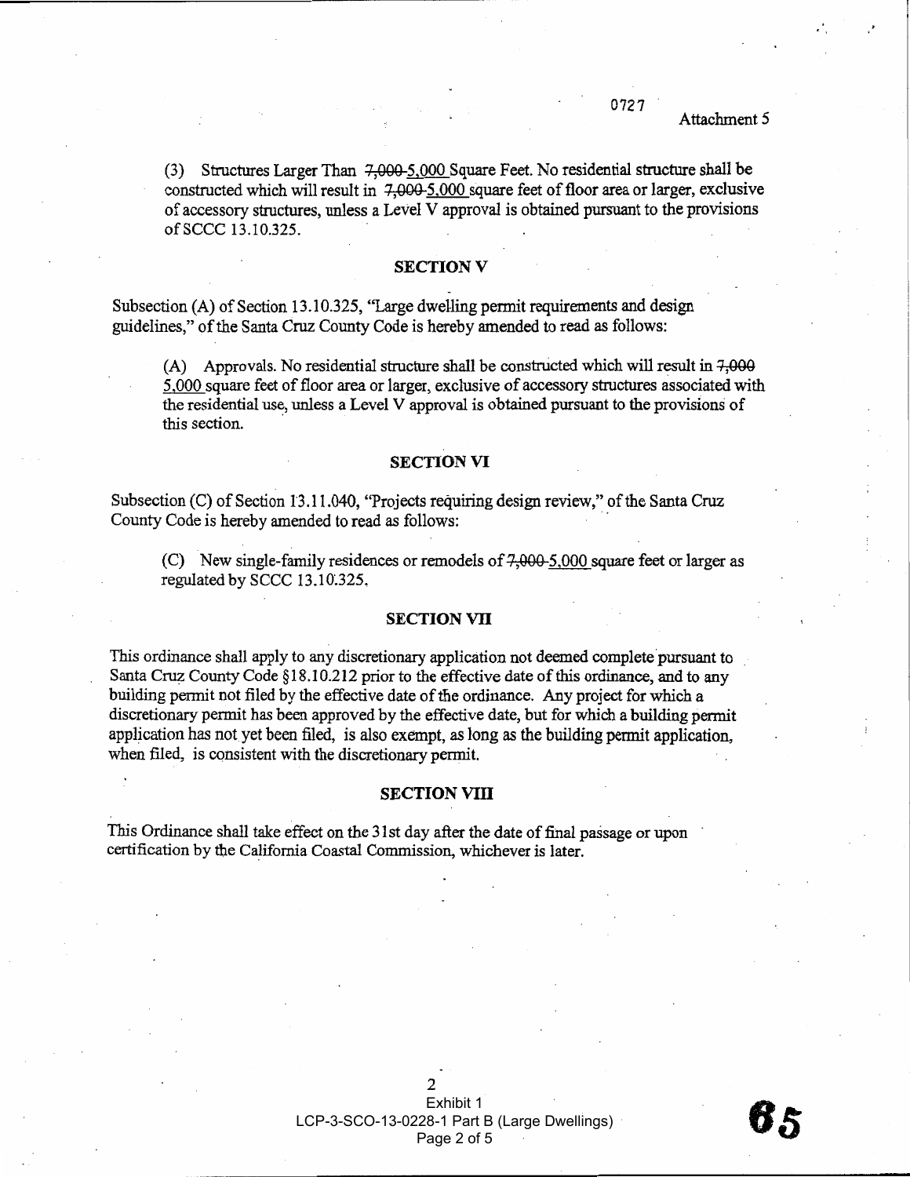(3) Structures Larger Than ~~7,000~~ 5,000 Square Feet. No residential structure shall be constructed which will result in ~~7,000~~ 5,000 square feet of floor area or larger, exclusive of accessory structures, unless a Level V approval is obtained pursuant to the provisions of SCCC 13.10.325.

### SECTION V

Subsection (A) of Section 13.10.325, "Large dwelling permit requirements and design guidelines," of the Santa Cruz County Code is hereby amended to read as follows:

> (A) Approvals. No residential structure shall be constructed which will result in ~~7,000~~ 5,000 square feet of floor area or larger, exclusive of accessory structures associated with the residential use, unless a Level V approval is obtained pursuant to the provisions of this section.

### SECTION VI

Subsection (C) of Section 13.11.040, "Projects requiring design review," of the Santa Cruz County Code is hereby amended to read as follows:

> (C) New single-family residences or remodels of ~~7,000~~ 5,000 square feet or larger as regulated by SCCC 13.10.325.

### SECTION VII

This ordinance shall apply to any discretionary application not deemed complete pursuant to Santa Cruz County Code §18.10.212 prior to the effective date of this ordinance, and to any building permit not filed by the effective date of the ordinance. Any project for which a discretionary permit has been approved by the effective date, but for which a building permit application has not yet been filed, is also exempt, as long as the building permit application, when filed, is consistent with the discretionary permit.

### SECTION VIII

This Ordinance shall take effect on the 31st day after the date of final passage or upon certification by the California Coastal Commission, whichever is later.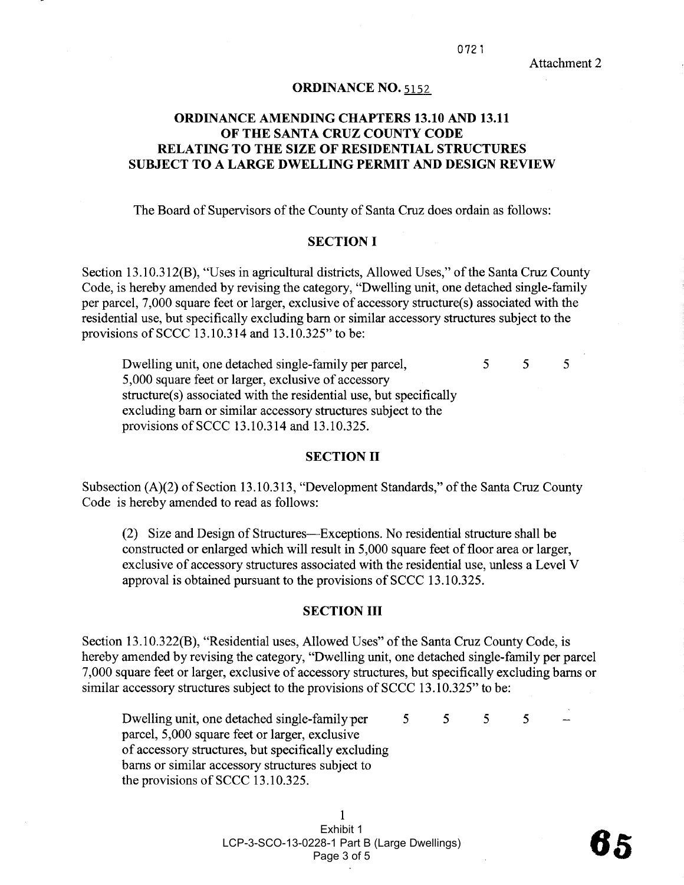Attachment 2

# ORDINANCE NO. 5152

## ORDINANCE AMENDING CHAPTERS 13.10 AND 13.11 OF THE SANTA CRUZ COUNTY CODE RELATING TO THE SIZE OF RESIDENTIAL STRUCTURES SUBJECT TO A LARGE DWELLING PERMIT AND DESIGN REVIEW

The Board of Supervisors of the County of Santa Cruz does ordain as follows:

### SECTION I

Section 13.10.312(B), "Uses in agricultural districts, Allowed Uses," of the Santa Cruz County Code, is hereby amended by revising the category, "Dwelling unit, one detached single-family per parcel, 7,000 square feet or larger, exclusive of accessory structure(s) associated with the residential use, but specifically excluding barn or similar accessory structures subject to the provisions of SCCC 13.10.314 and 13.10.325" to be:

| | | | |
|---|---|---|---|
| Dwelling unit, one detached single-family per parcel, 5,000 square feet or larger, exclusive of accessory structure(s) associated with the residential use, but specifically excluding barn or similar accessory structures subject to the provisions of SCCC 13.10.314 and 13.10.325. | 5 | 5 | 5 |

### SECTION II

Subsection (A)(2) of Section 13.10.313, "Development Standards," of the Santa Cruz County Code is hereby amended to read as follows:

> (2) Size and Design of Structures—Exceptions. No residential structure shall be constructed or enlarged which will result in 5,000 square feet of floor area or larger, exclusive of accessory structures associated with the residential use, unless a Level V approval is obtained pursuant to the provisions of SCCC 13.10.325.

### SECTION III

Section 13.10.322(B), "Residential uses, Allowed Uses" of the Santa Cruz County Code, is hereby amended by revising the category, "Dwelling unit, one detached single-family per parcel 7,000 square feet or larger, exclusive of accessory structures, but specifically excluding barns or similar accessory structures subject to the provisions of SCCC 13.10.325" to be:

| | | | | | |
|---|---|---|---|---|---|
| Dwelling unit, one detached single-family per parcel, 5,000 square feet or larger, exclusive of accessory structures, but specifically excluding barns or similar accessory structures subject to the provisions of SCCC 13.10.325. | 5 | 5 | 5 | 5 | – |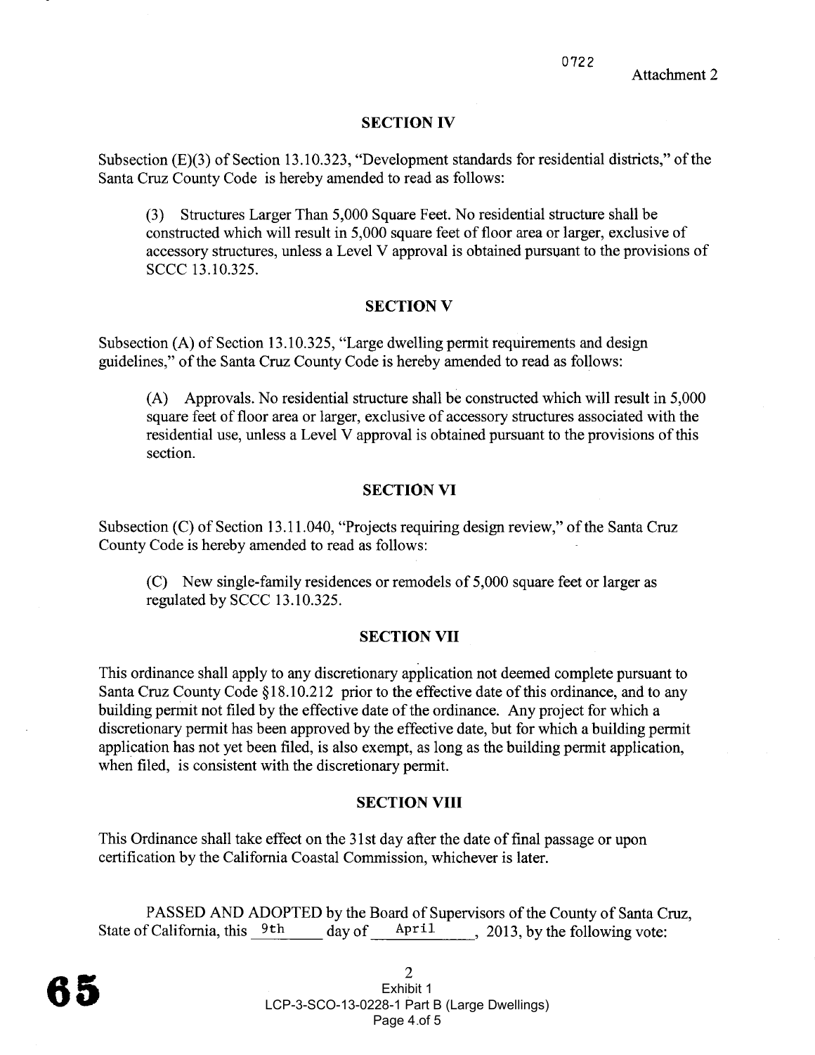## SECTION IV

Subsection (E)(3) of Section 13.10.323, "Development standards for residential districts," of the Santa Cruz County Code is hereby amended to read as follows:

> (3) Structures Larger Than 5,000 Square Feet. No residential structure shall be constructed which will result in 5,000 square feet of floor area or larger, exclusive of accessory structures, unless a Level V approval is obtained pursuant to the provisions of SCCC 13.10.325.

## SECTION V

Subsection (A) of Section 13.10.325, "Large dwelling permit requirements and design guidelines," of the Santa Cruz County Code is hereby amended to read as follows:

> (A) Approvals. No residential structure shall be constructed which will result in 5,000 square feet of floor area or larger, exclusive of accessory structures associated with the residential use, unless a Level V approval is obtained pursuant to the provisions of this section.

## SECTION VI

Subsection (C) of Section 13.11.040, "Projects requiring design review," of the Santa Cruz County Code is hereby amended to read as follows:

> (C) New single-family residences or remodels of 5,000 square feet or larger as regulated by SCCC 13.10.325.

## SECTION VII

This ordinance shall apply to any discretionary application not deemed complete pursuant to Santa Cruz County Code §18.10.212 prior to the effective date of this ordinance, and to any building permit not filed by the effective date of the ordinance. Any project for which a discretionary permit has been approved by the effective date, but for which a building permit application has not yet been filed, is also exempt, as long as the building permit application, when filed, is consistent with the discretionary permit.

## SECTION VIII

This Ordinance shall take effect on the 31st day after the date of final passage or upon certification by the California Coastal Commission, whichever is later.

PASSED AND ADOPTED by the Board of Supervisors of the County of Santa Cruz, State of California, this 9th day of April, 2013, by the following vote: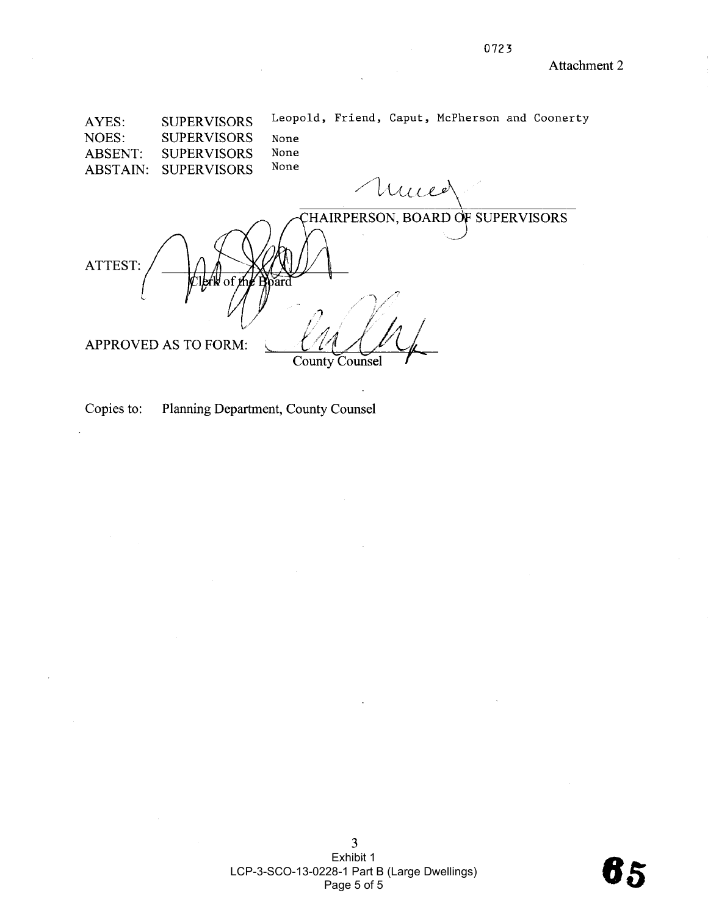Attachment 2

| | | |
|---|---|---|
| AYES: | SUPERVISORS | Leopold, Friend, Caput, McPherson and Coonerty |
| NOES: | SUPERVISORS | None |
| ABSENT: | SUPERVISORS | None |
| ABSTAIN: | SUPERVISORS | None |

CHAIRPERSON, BOARD OF SUPERVISORS

ATTEST: Clerk of the Board

APPROVED AS TO FORM: County Counsel

Copies to: Planning Department, County Counsel

Exhibit 1
LCP-3-SCO-13-0228-1 Part B (Large Dwellings)